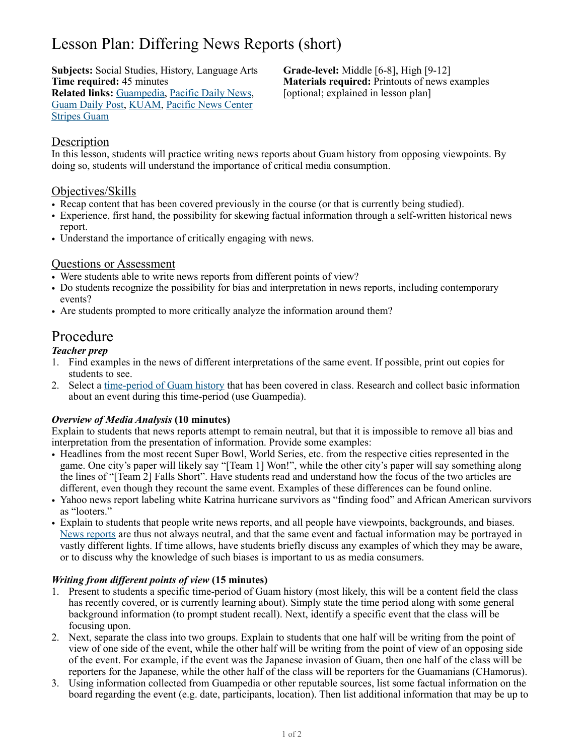# Lesson Plan: Differing News Reports (short)

**Subjects:** Social Studies, History, Language Arts
**Time required:** 45 minutes
**Related links:** Guampedia, Pacific Daily News, Guam Daily Post, KUAM, Pacific News Center Stripes Guam

**Grade-level:** Middle [6-8], High [9-12]
**Materials required:** Printouts of news examples [optional; explained in lesson plan]

## Description

In this lesson, students will practice writing news reports about Guam history from opposing viewpoints. By doing so, students will understand the importance of critical media consumption.

## Objectives/Skills

- Recap content that has been covered previously in the course (or that is currently being studied).
- Experience, first hand, the possibility for skewing factual information through a self-written historical news report.
- Understand the importance of critically engaging with news.

## Questions or Assessment

- Were students able to write news reports from different points of view?
- Do students recognize the possibility for bias and interpretation in news reports, including contemporary events?
- Are students prompted to more critically analyze the information around them?

# Procedure

### *Teacher prep*

1. Find examples in the news of different interpretations of the same event. If possible, print out copies for students to see.
2. Select a time-period of Guam history that has been covered in class. Research and collect basic information about an event during this time-period (use Guampedia).

### *Overview of Media Analysis* (10 minutes)

Explain to students that news reports attempt to remain neutral, but that it is impossible to remove all bias and interpretation from the presentation of information. Provide some examples:

- Headlines from the most recent Super Bowl, World Series, etc. from the respective cities represented in the game. One city's paper will likely say "[Team 1] Won!", while the other city's paper will say something along the lines of "[Team 2] Falls Short". Have students read and understand how the focus of the two articles are different, even though they recount the same event. Examples of these differences can be found online.
- Yahoo news report labeling white Katrina hurricane survivors as "finding food" and African American survivors as "looters."
- Explain to students that people write news reports, and all people have viewpoints, backgrounds, and biases. News reports are thus not always neutral, and that the same event and factual information may be portrayed in vastly different lights. If time allows, have students briefly discuss any examples of which they may be aware, or to discuss why the knowledge of such biases is important to us as media consumers.

### *Writing from different points of view* (15 minutes)

1. Present to students a specific time-period of Guam history (most likely, this will be a content field the class has recently covered, or is currently learning about). Simply state the time period along with some general background information (to prompt student recall). Next, identify a specific event that the class will be focusing upon.
2. Next, separate the class into two groups. Explain to students that one half will be writing from the point of view of one side of the event, while the other half will be writing from the point of view of an opposing side of the event. For example, if the event was the Japanese invasion of Guam, then one half of the class will be reporters for the Japanese, while the other half of the class will be reporters for the Guamanians (CHamorus).
3. Using information collected from Guampedia or other reputable sources, list some factual information on the board regarding the event (e.g. date, participants, location). Then list additional information that may be up to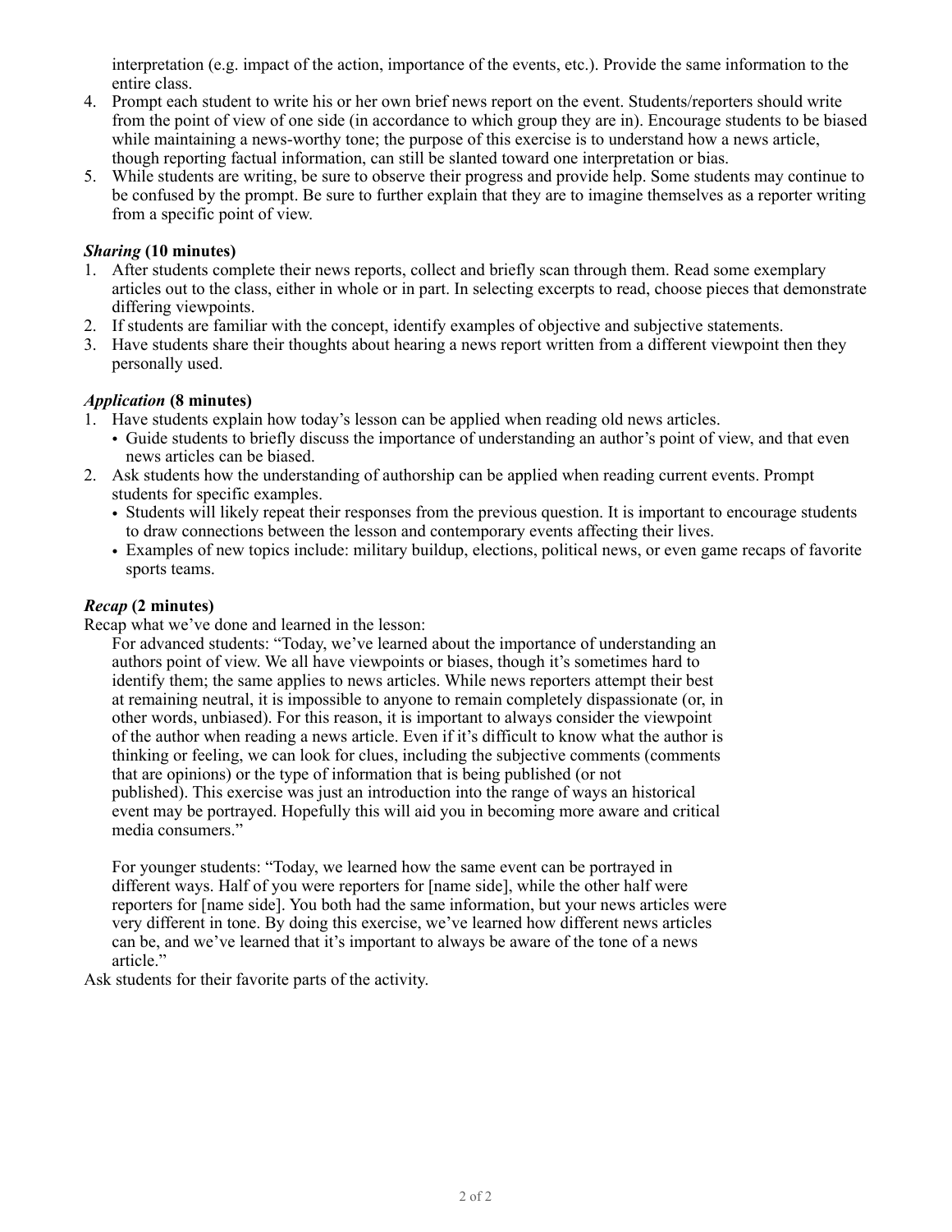interpretation (e.g. impact of the action, importance of the events, etc.). Provide the same information to the entire class.

4. Prompt each student to write his or her own brief news report on the event. Students/reporters should write from the point of view of one side (in accordance to which group they are in). Encourage students to be biased while maintaining a news-worthy tone; the purpose of this exercise is to understand how a news article, though reporting factual information, can still be slanted toward one interpretation or bias.
5. While students are writing, be sure to observe their progress and provide help. Some students may continue to be confused by the prompt. Be sure to further explain that they are to imagine themselves as a reporter writing from a specific point of view.

***Sharing* (10 minutes)**

1. After students complete their news reports, collect and briefly scan through them. Read some exemplary articles out to the class, either in whole or in part. In selecting excerpts to read, choose pieces that demonstrate differing viewpoints.
2. If students are familiar with the concept, identify examples of objective and subjective statements.
3. Have students share their thoughts about hearing a news report written from a different viewpoint then they personally used.

***Application* (8 minutes)**

1. Have students explain how today's lesson can be applied when reading old news articles.
   - Guide students to briefly discuss the importance of understanding an author's point of view, and that even news articles can be biased.
2. Ask students how the understanding of authorship can be applied when reading current events. Prompt students for specific examples.
   - Students will likely repeat their responses from the previous question. It is important to encourage students to draw connections between the lesson and contemporary events affecting their lives.
   - Examples of new topics include: military buildup, elections, political news, or even game recaps of favorite sports teams.

***Recap* (2 minutes)**

Recap what we've done and learned in the lesson:

> For advanced students: "Today, we've learned about the importance of understanding an authors point of view. We all have viewpoints or biases, though it's sometimes hard to identify them; the same applies to news articles. While news reporters attempt their best at remaining neutral, it is impossible to anyone to remain completely dispassionate (or, in other words, unbiased). For this reason, it is important to always consider the viewpoint of the author when reading a news article. Even if it's difficult to know what the author is thinking or feeling, we can look for clues, including the subjective comments (comments that are opinions) or the type of information that is being published (or not published). This exercise was just an introduction into the range of ways an historical event may be portrayed. Hopefully this will aid you in becoming more aware and critical media consumers."
>
> For younger students: "Today, we learned how the same event can be portrayed in different ways. Half of you were reporters for [name side], while the other half were reporters for [name side]. You both had the same information, but your news articles were very different in tone. By doing this exercise, we've learned how different news articles can be, and we've learned that it's important to always be aware of the tone of a news article."

Ask students for their favorite parts of the activity.